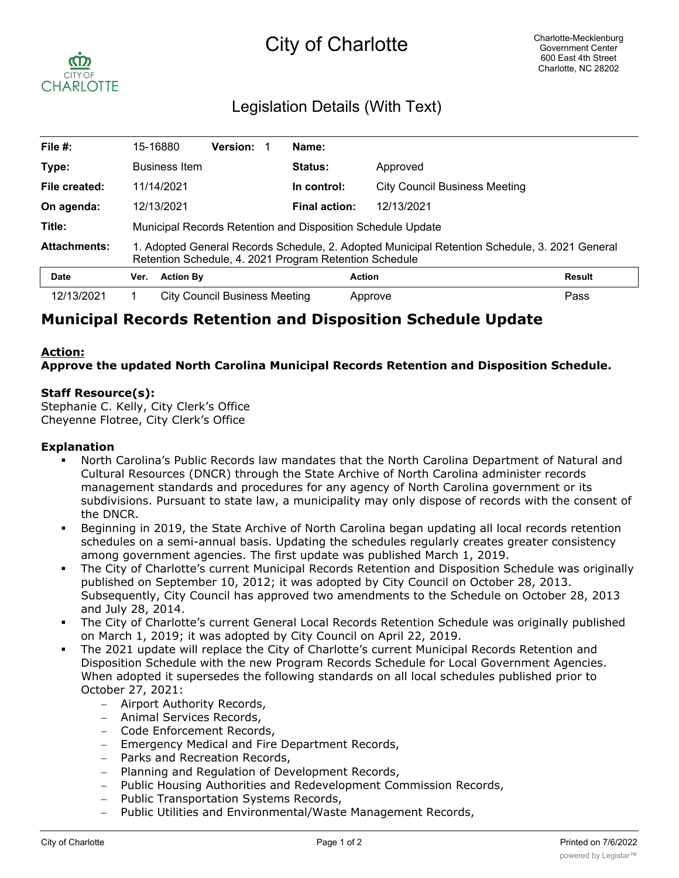# City of Charlotte

Charlotte-Mecklenburg Government Center
600 East 4th Street
Charlotte, NC 28202

## Legislation Details (With Text)

| | | | |
|---|---|---|---|
| **File #:** | 15-16880 **Version:** 1 | **Name:** | |
| **Type:** | Business Item | **Status:** | Approved |
| **File created:** | 11/14/2021 | **In control:** | City Council Business Meeting |
| **On agenda:** | 12/13/2021 | **Final action:** | 12/13/2021 |
| **Title:** | Municipal Records Retention and Disposition Schedule Update | | |
| **Attachments:** | 1. Adopted General Records Schedule, 2. Adopted Municipal Retention Schedule, 3. 2021 General Retention Schedule, 4. 2021 Program Retention Schedule | | |

| Date | Ver. | Action By | Action | Result |
|---|---|---|---|---|
| 12/13/2021 | 1 | City Council Business Meeting | Approve | Pass |

## Municipal Records Retention and Disposition Schedule Update

**Action:**
**Approve the updated North Carolina Municipal Records Retention and Disposition Schedule.**

**Staff Resource(s):**
Stephanie C. Kelly, City Clerk's Office
Cheyenne Flotree, City Clerk's Office

**Explanation**

- North Carolina's Public Records law mandates that the North Carolina Department of Natural and Cultural Resources (DNCR) through the State Archive of North Carolina administer records management standards and procedures for any agency of North Carolina government or its subdivisions. Pursuant to state law, a municipality may only dispose of records with the consent of the DNCR.
- Beginning in 2019, the State Archive of North Carolina began updating all local records retention schedules on a semi-annual basis. Updating the schedules regularly creates greater consistency among government agencies. The first update was published March 1, 2019.
- The City of Charlotte's current Municipal Records Retention and Disposition Schedule was originally published on September 10, 2012; it was adopted by City Council on October 28, 2013. Subsequently, City Council has approved two amendments to the Schedule on October 28, 2013 and July 28, 2014.
- The City of Charlotte's current General Local Records Retention Schedule was originally published on March 1, 2019; it was adopted by City Council on April 22, 2019.
- The 2021 update will replace the City of Charlotte's current Municipal Records Retention and Disposition Schedule with the new Program Records Schedule for Local Government Agencies. When adopted it supersedes the following standards on all local schedules published prior to October 27, 2021:
  - Airport Authority Records,
  - Animal Services Records,
  - Code Enforcement Records,
  - Emergency Medical and Fire Department Records,
  - Parks and Recreation Records,
  - Planning and Regulation of Development Records,
  - Public Housing Authorities and Redevelopment Commission Records,
  - Public Transportation Systems Records,
  - Public Utilities and Environmental/Waste Management Records,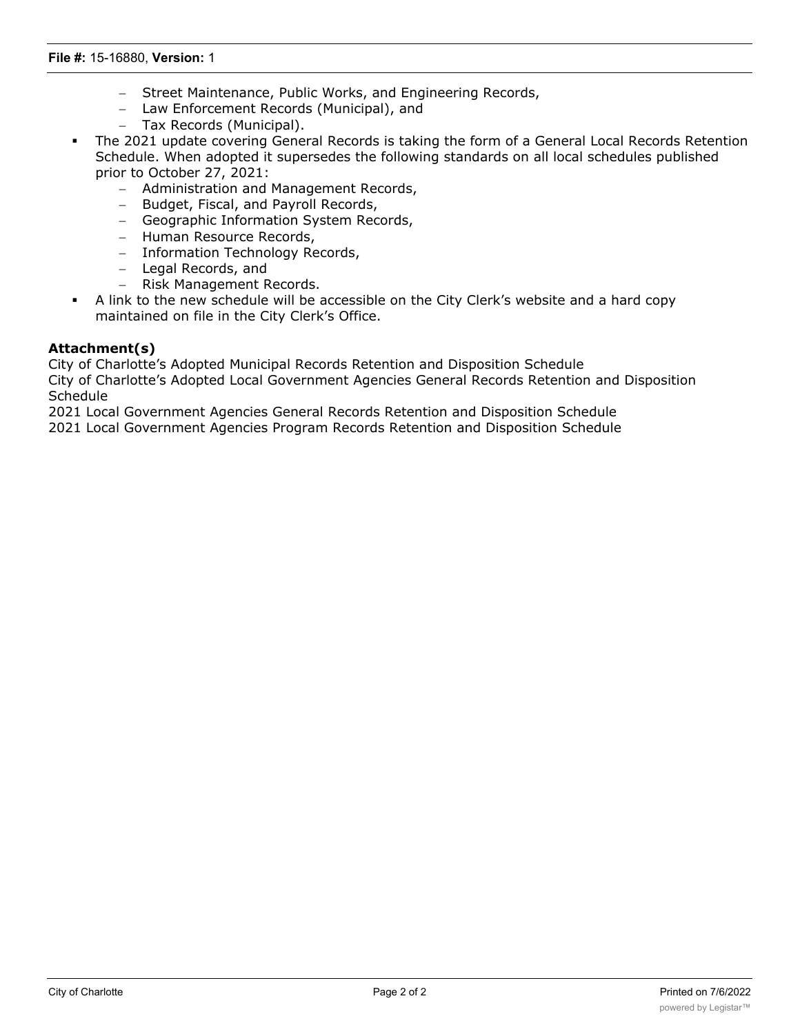- Street Maintenance, Public Works, and Engineering Records,
  - Law Enforcement Records (Municipal), and
  - Tax Records (Municipal).
- The 2021 update covering General Records is taking the form of a General Local Records Retention Schedule. When adopted it supersedes the following standards on all local schedules published prior to October 27, 2021:
  - Administration and Management Records,
  - Budget, Fiscal, and Payroll Records,
  - Geographic Information System Records,
  - Human Resource Records,
  - Information Technology Records,
  - Legal Records, and
  - Risk Management Records.
- A link to the new schedule will be accessible on the City Clerk's website and a hard copy maintained on file in the City Clerk's Office.

**Attachment(s)**

City of Charlotte's Adopted Municipal Records Retention and Disposition Schedule

City of Charlotte's Adopted Local Government Agencies General Records Retention and Disposition Schedule

2021 Local Government Agencies General Records Retention and Disposition Schedule

2021 Local Government Agencies Program Records Retention and Disposition Schedule